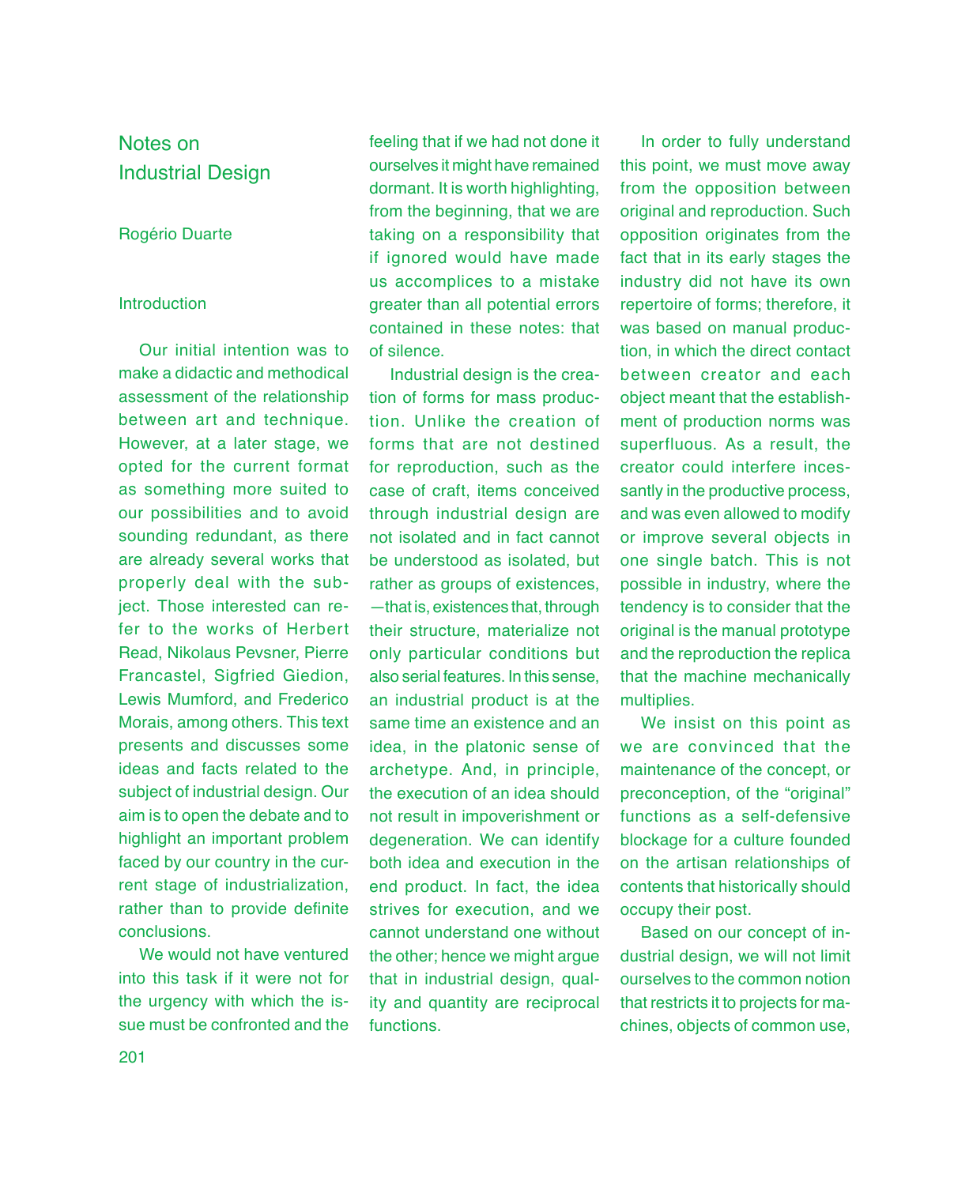# Notes on Industrial Design

Rogério Duarte

## Introduction

Our initial intention was to make a didactic and methodical assessment of the relationship between art and technique. However, at a later stage, we opted for the current format as something more suited to our possibilities and to avoid sounding redundant, as there are already several works that properly deal with the subject. Those interested can refer to the works of Herbert Read, Nikolaus Pevsner, Pierre Francastel, Sigfried Giedion, Lewis Mumford, and Frederico Morais, among others. This text presents and discusses some ideas and facts related to the subject of industrial design. Our aim is to open the debate and to highlight an important problem faced by our country in the current stage of industrialization, rather than to provide definite conclusions.

We would not have ventured into this task if it were not for the urgency with which the issue must be confronted and the feeling that if we had not done it ourselves it might have remained dormant. It is worth highlighting, from the beginning, that we are taking on a responsibility that if ignored would have made us accomplices to a mistake greater than all potential errors contained in these notes: that of silence.

Industrial design is the creation of forms for mass production. Unlike the creation of forms that are not destined for reproduction, such as the case of craft, items conceived through industrial design are not isolated and in fact cannot be understood as isolated, but rather as groups of existences, —that is, existences that, through their structure, materialize not only particular conditions but also serial features. In this sense, an industrial product is at the same time an existence and an idea, in the platonic sense of archetype. And, in principle, the execution of an idea should not result in impoverishment or degeneration. We can identify both idea and execution in the end product. In fact, the idea strives for execution, and we cannot understand one without the other; hence we might argue that in industrial design, quality and quantity are reciprocal functions.

In order to fully understand this point, we must move away from the opposition between original and reproduction. Such opposition originates from the fact that in its early stages the industry did not have its own repertoire of forms; therefore, it was based on manual production, in which the direct contact between creator and each object meant that the establishment of production norms was superfluous. As a result, the creator could interfere incessantly in the productive process, and was even allowed to modify or improve several objects in one single batch. This is not possible in industry, where the tendency is to consider that the original is the manual prototype and the reproduction the replica that the machine mechanically multiplies.

We insist on this point as we are convinced that the maintenance of the concept, or preconception, of the "original" functions as a self-defensive blockage for a culture founded on the artisan relationships of contents that historically should occupy their post.

Based on our concept of industrial design, we will not limit ourselves to the common notion that restricts it to projects for machines, objects of common use,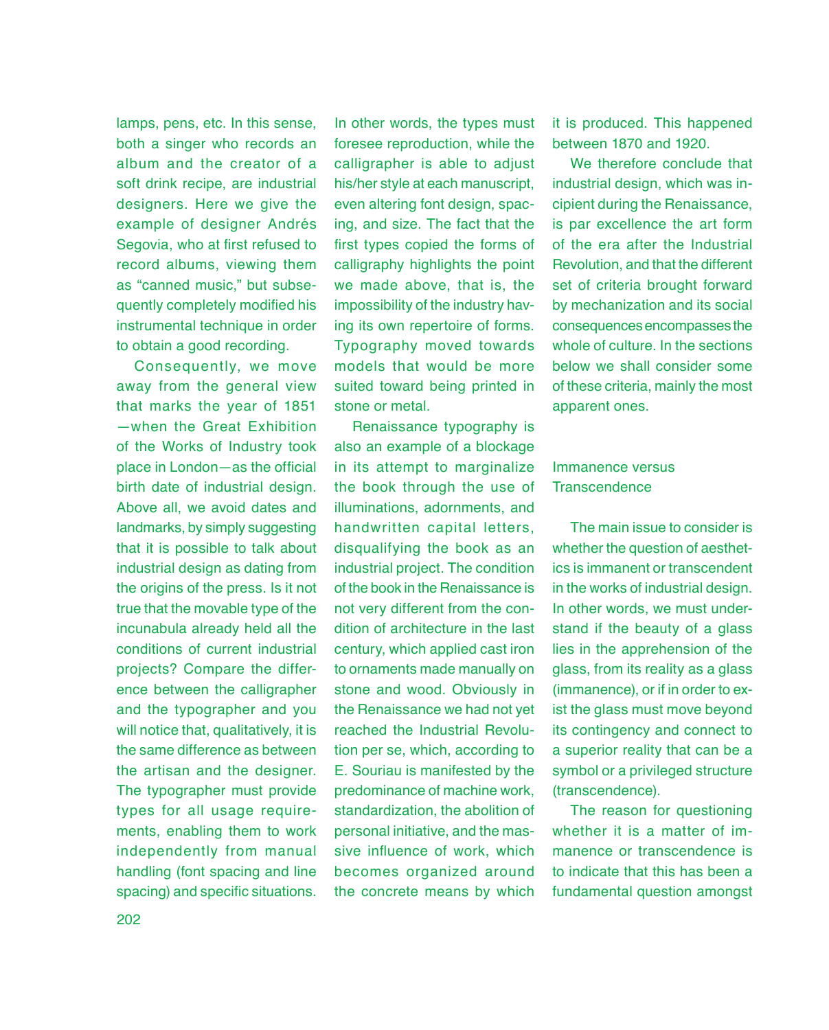lamps, pens, etc. In this sense, both a singer who records an album and the creator of a soft drink recipe, are industrial designers. Here we give the example of designer Andrés Segovia, who at first refused to record albums, viewing them as "canned music," but subsequently completely modified his instrumental technique in order to obtain a good recording.

Consequently, we move away from the general view that marks the year of 1851 —when the Great Exhibition of the Works of Industry took place in London—as the official birth date of industrial design. Above all, we avoid dates and landmarks, by simply suggesting that it is possible to talk about industrial design as dating from the origins of the press. Is it not true that the movable type of the incunabula already held all the conditions of current industrial projects? Compare the difference between the calligrapher and the typographer and you will notice that, qualitatively, it is the same difference as between the artisan and the designer. The typographer must provide types for all usage requirements, enabling them to work independently from manual handling (font spacing and line spacing) and specific situations. In other words, the types must foresee reproduction, while the calligrapher is able to adjust his/her style at each manuscript, even altering font design, spacing, and size. The fact that the first types copied the forms of calligraphy highlights the point we made above, that is, the impossibility of the industry having its own repertoire of forms. Typography moved towards models that would be more suited toward being printed in stone or metal.

Renaissance typography is also an example of a blockage in its attempt to marginalize the book through the use of illuminations, adornments, and handwritten capital letters, disqualifying the book as an industrial project. The condition of the book in the Renaissance is not very different from the condition of architecture in the last century, which applied cast iron to ornaments made manually on stone and wood. Obviously in the Renaissance we had not yet reached the Industrial Revolution per se, which, according to E. Souriau is manifested by the predominance of machine work, standardization, the abolition of personal initiative, and the massive influence of work, which becomes organized around the concrete means by which it is produced. This happened between 1870 and 1920.

We therefore conclude that industrial design, which was incipient during the Renaissance, is par excellence the art form of the era after the Industrial Revolution, and that the different set of criteria brought forward by mechanization and its social consequences encompasses the whole of culture. In the sections below we shall consider some of these criteria, mainly the most apparent ones.

## Immanence versus Transcendence

The main issue to consider is whether the question of aesthetics is immanent or transcendent in the works of industrial design. In other words, we must understand if the beauty of a glass lies in the apprehension of the glass, from its reality as a glass (immanence), or if in order to exist the glass must move beyond its contingency and connect to a superior reality that can be a symbol or a privileged structure (transcendence).

The reason for questioning whether it is a matter of immanence or transcendence is to indicate that this has been a fundamental question amongst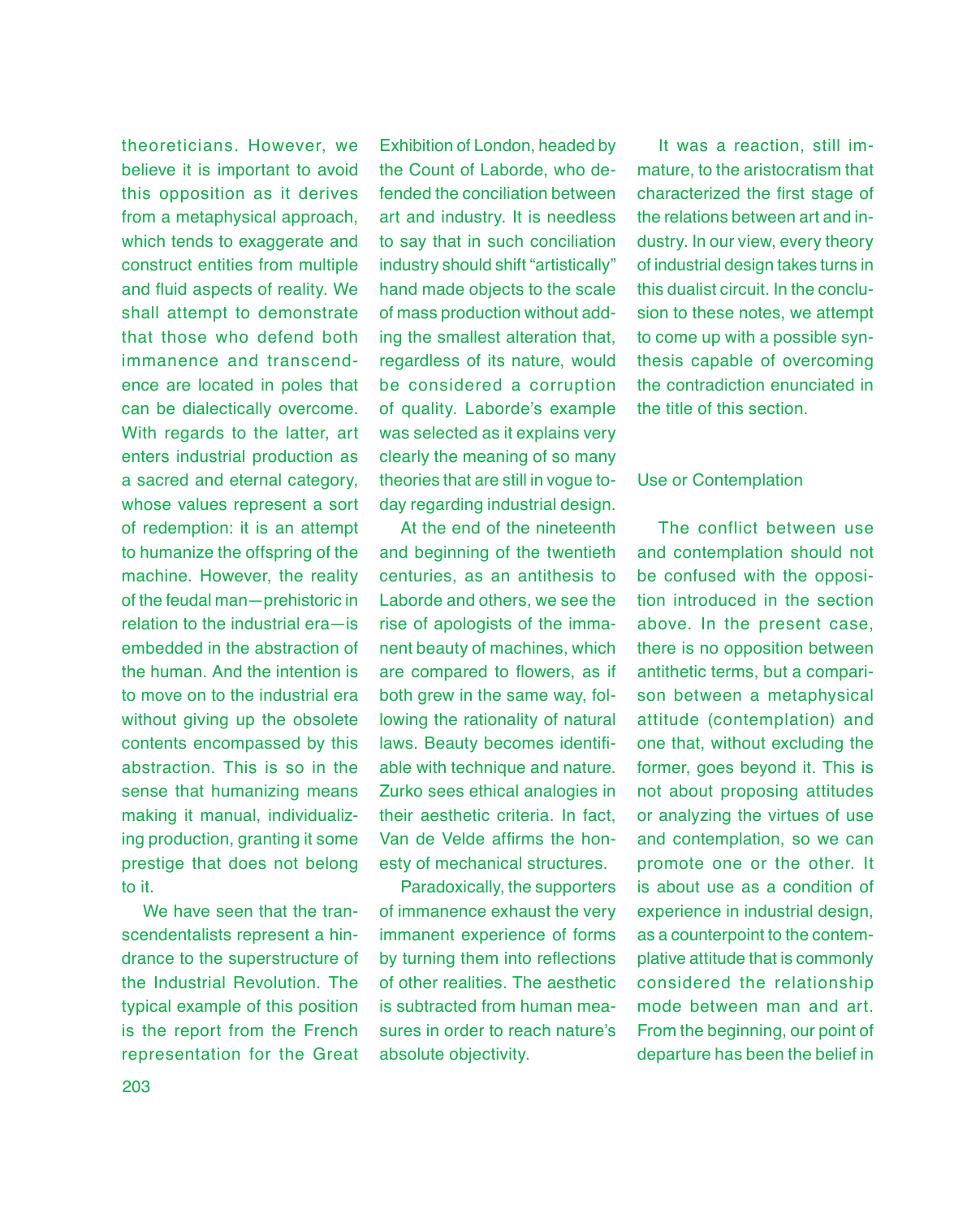theoreticians. However, we believe it is important to avoid this opposition as it derives from a metaphysical approach, which tends to exaggerate and construct entities from multiple and fluid aspects of reality. We shall attempt to demonstrate that those who defend both immanence and transcendence are located in poles that can be dialectically overcome. With regards to the latter, art enters industrial production as a sacred and eternal category, whose values represent a sort of redemption: it is an attempt to humanize the offspring of the machine. However, the reality of the feudal man—prehistoric in relation to the industrial era—is embedded in the abstraction of the human. And the intention is to move on to the industrial era without giving up the obsolete contents encompassed by this abstraction. This is so in the sense that humanizing means making it manual, individualizing production, granting it some prestige that does not belong to it.

We have seen that the transcendentalists represent a hindrance to the superstructure of the Industrial Revolution. The typical example of this position is the report from the French representation for the Great Exhibition of London, headed by the Count of Laborde, who defended the conciliation between art and industry. It is needless to say that in such conciliation industry should shift “artistically” hand made objects to the scale of mass production without adding the smallest alteration that, regardless of its nature, would be considered a corruption of quality. Laborde’s example was selected as it explains very clearly the meaning of so many theories that are still in vogue today regarding industrial design.

At the end of the nineteenth and beginning of the twentieth centuries, as an antithesis to Laborde and others, we see the rise of apologists of the immanent beauty of machines, which are compared to flowers, as if both grew in the same way, following the rationality of natural laws. Beauty becomes identifiable with technique and nature. Zurko sees ethical analogies in their aesthetic criteria. In fact, Van de Velde affirms the honesty of mechanical structures.

Paradoxically, the supporters of immanence exhaust the very immanent experience of forms by turning them into reflections of other realities. The aesthetic is subtracted from human measures in order to reach nature’s absolute objectivity.

It was a reaction, still immature, to the aristocratism that characterized the first stage of the relations between art and industry. In our view, every theory of industrial design takes turns in this dualist circuit. In the conclusion to these notes, we attempt to come up with a possible synthesis capable of overcoming the contradiction enunciated in the title of this section.

## Use or Contemplation

The conflict between use and contemplation should not be confused with the opposition introduced in the section above. In the present case, there is no opposition between antithetic terms, but a comparison between a metaphysical attitude (contemplation) and one that, without excluding the former, goes beyond it. This is not about proposing attitudes or analyzing the virtues of use and contemplation, so we can promote one or the other. It is about use as a condition of experience in industrial design, as a counterpoint to the contemplative attitude that is commonly considered the relationship mode between man and art. From the beginning, our point of departure has been the belief in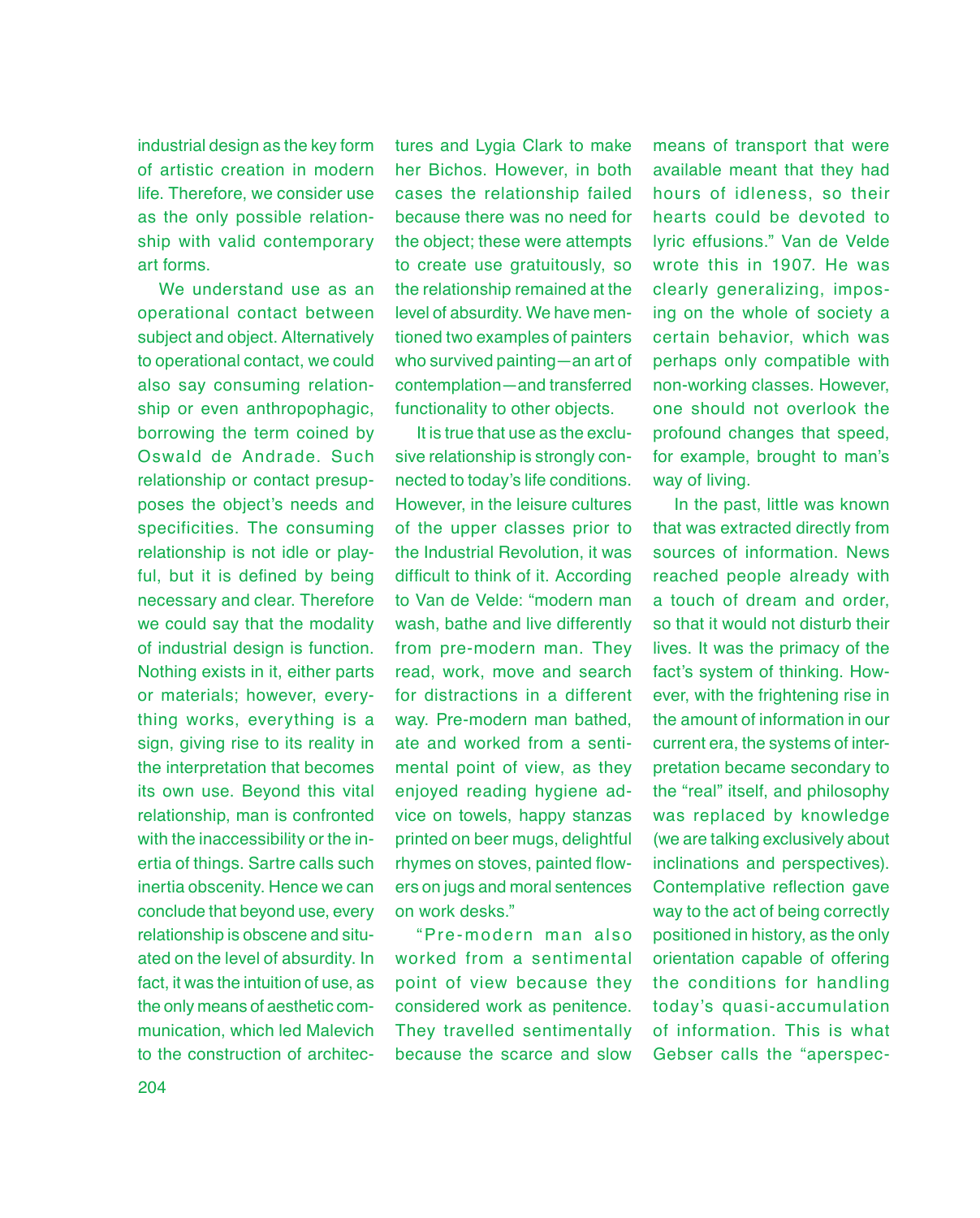industrial design as the key form of artistic creation in modern life. Therefore, we consider use as the only possible relationship with valid contemporary art forms.

We understand use as an operational contact between subject and object. Alternatively to operational contact, we could also say consuming relationship or even anthropophagic, borrowing the term coined by Oswald de Andrade. Such relationship or contact presupposes the object's needs and specificities. The consuming relationship is not idle or playful, but it is defined by being necessary and clear. Therefore we could say that the modality of industrial design is function. Nothing exists in it, either parts or materials; however, everything works, everything is a sign, giving rise to its reality in the interpretation that becomes its own use. Beyond this vital relationship, man is confronted with the inaccessibility or the inertia of things. Sartre calls such inertia obscenity. Hence we can conclude that beyond use, every relationship is obscene and situated on the level of absurdity. In fact, it was the intuition of use, as the only means of aesthetic communication, which led Malevich to the construction of architectures and Lygia Clark to make her Bichos. However, in both cases the relationship failed because there was no need for the object; these were attempts to create use gratuitously, so the relationship remained at the level of absurdity. We have mentioned two examples of painters who survived painting—an art of contemplation—and transferred functionality to other objects.

It is true that use as the exclusive relationship is strongly connected to today's life conditions. However, in the leisure cultures of the upper classes prior to the Industrial Revolution, it was difficult to think of it. According to Van de Velde: "modern man wash, bathe and live differently from pre-modern man. They read, work, move and search for distractions in a different way. Pre-modern man bathed, ate and worked from a sentimental point of view, as they enjoyed reading hygiene advice on towels, happy stanzas printed on beer mugs, delightful rhymes on stoves, painted flowers on jugs and moral sentences on work desks."

"Pre-modern man also worked from a sentimental point of view because they considered work as penitence. They travelled sentimentally because the scarce and slow means of transport that were available meant that they had hours of idleness, so their hearts could be devoted to lyric effusions." Van de Velde wrote this in 1907. He was clearly generalizing, imposing on the whole of society a certain behavior, which was perhaps only compatible with non-working classes. However, one should not overlook the profound changes that speed, for example, brought to man's way of living.

In the past, little was known that was extracted directly from sources of information. News reached people already with a touch of dream and order, so that it would not disturb their lives. It was the primacy of the fact's system of thinking. However, with the frightening rise in the amount of information in our current era, the systems of interpretation became secondary to the "real" itself, and philosophy was replaced by knowledge (we are talking exclusively about inclinations and perspectives). Contemplative reflection gave way to the act of being correctly positioned in history, as the only orientation capable of offering the conditions for handling today's quasi-accumulation of information. This is what Gebser calls the "aperspec-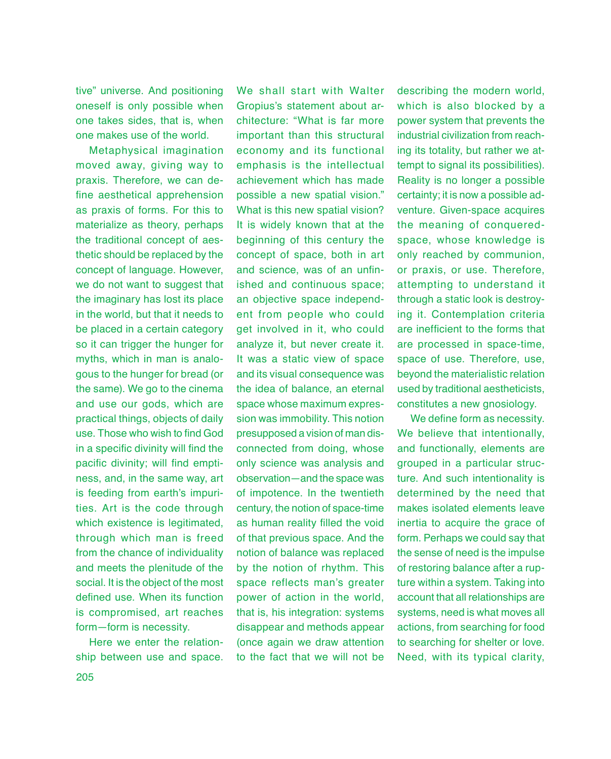tive" universe. And positioning oneself is only possible when one takes sides, that is, when one makes use of the world.

Metaphysical imagination moved away, giving way to praxis. Therefore, we can define aesthetical apprehension as praxis of forms. For this to materialize as theory, perhaps the traditional concept of aesthetic should be replaced by the concept of language. However, we do not want to suggest that the imaginary has lost its place in the world, but that it needs to be placed in a certain category so it can trigger the hunger for myths, which in man is analogous to the hunger for bread (or the same). We go to the cinema and use our gods, which are practical things, objects of daily use. Those who wish to find God in a specific divinity will find the pacific divinity; will find emptiness, and, in the same way, art is feeding from earth's impurities. Art is the code through which existence is legitimated, through which man is freed from the chance of individuality and meets the plenitude of the social. It is the object of the most defined use. When its function is compromised, art reaches form—form is necessity.

Here we enter the relationship between use and space. We shall start with Walter Gropius's statement about architecture: "What is far more important than this structural economy and its functional emphasis is the intellectual achievement which has made possible a new spatial vision." What is this new spatial vision? It is widely known that at the beginning of this century the concept of space, both in art and science, was of an unfinished and continuous space; an objective space independent from people who could get involved in it, who could analyze it, but never create it. It was a static view of space and its visual consequence was the idea of balance, an eternal space whose maximum expression was immobility. This notion presupposed a vision of man disconnected from doing, whose only science was analysis and observation—and the space was of impotence. In the twentieth century, the notion of space-time as human reality filled the void of that previous space. And the notion of balance was replaced by the notion of rhythm. This space reflects man's greater power of action in the world, that is, his integration: systems disappear and methods appear (once again we draw attention to the fact that we will not be describing the modern world, which is also blocked by a power system that prevents the industrial civilization from reaching its totality, but rather we attempt to signal its possibilities). Reality is no longer a possible certainty; it is now a possible adventure. Given-space acquires the meaning of conquered-space, whose knowledge is only reached by communion, or praxis, or use. Therefore, attempting to understand it through a static look is destroying it. Contemplation criteria are inefficient to the forms that are processed in space-time, space of use. Therefore, use, beyond the materialistic relation used by traditional aestheticists, constitutes a new gnosiology.

We define form as necessity. We believe that intentionally, and functionally, elements are grouped in a particular structure. And such intentionality is determined by the need that makes isolated elements leave inertia to acquire the grace of form. Perhaps we could say that the sense of need is the impulse of restoring balance after a rupture within a system. Taking into account that all relationships are systems, need is what moves all actions, from searching for food to searching for shelter or love. Need, with its typical clarity,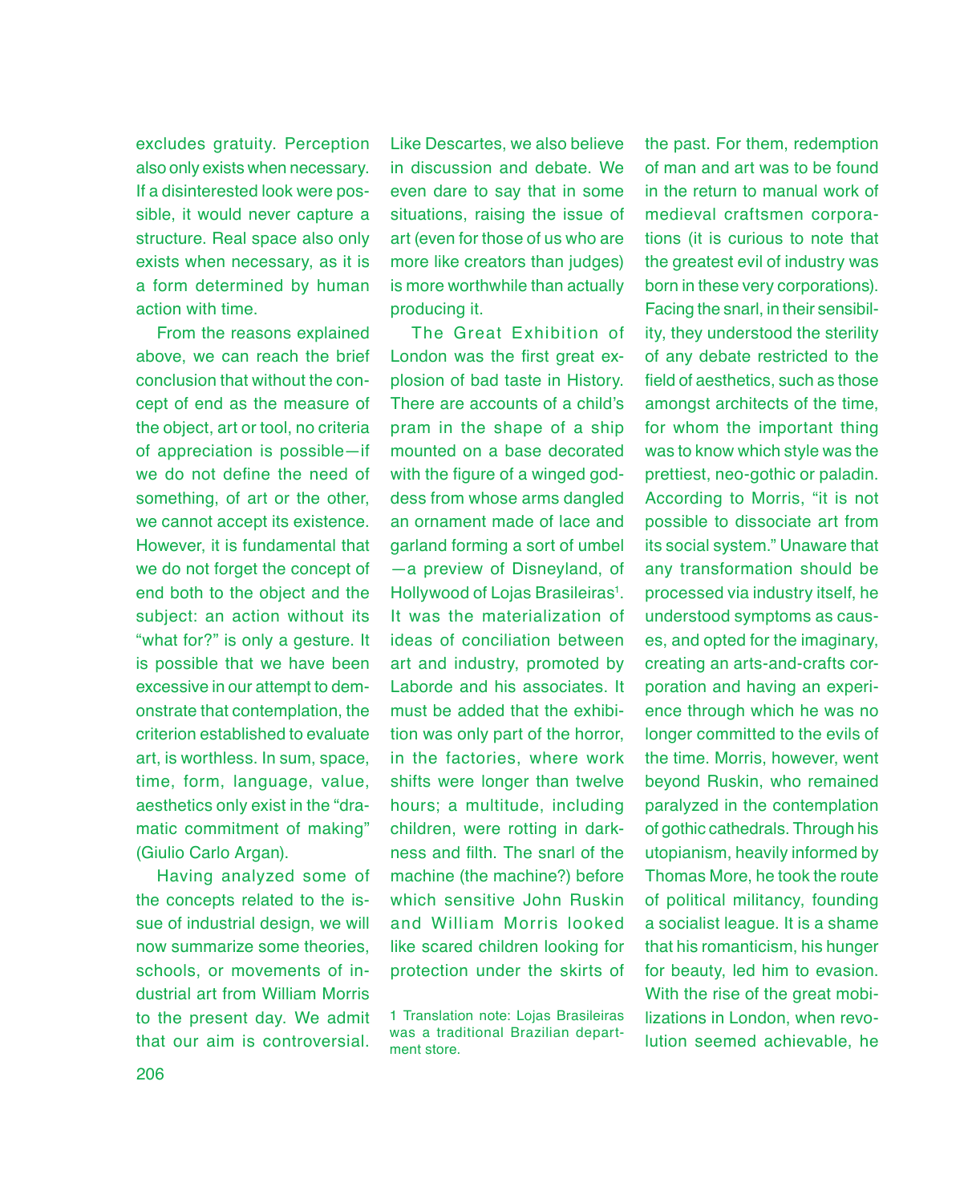excludes gratuity. Perception also only exists when necessary. If a disinterested look were possible, it would never capture a structure. Real space also only exists when necessary, as it is a form determined by human action with time.

From the reasons explained above, we can reach the brief conclusion that without the concept of end as the measure of the object, art or tool, no criteria of appreciation is possible—if we do not define the need of something, of art or the other, we cannot accept its existence. However, it is fundamental that we do not forget the concept of end both to the object and the subject: an action without its "what for?" is only a gesture. It is possible that we have been excessive in our attempt to demonstrate that contemplation, the criterion established to evaluate art, is worthless. In sum, space, time, form, language, value, aesthetics only exist in the "dramatic commitment of making" (Giulio Carlo Argan).

Having analyzed some of the concepts related to the issue of industrial design, we will now summarize some theories, schools, or movements of industrial art from William Morris to the present day. We admit that our aim is controversial. Like Descartes, we also believe in discussion and debate. We even dare to say that in some situations, raising the issue of art (even for those of us who are more like creators than judges) is more worthwhile than actually producing it.

The Great Exhibition of London was the first great explosion of bad taste in History. There are accounts of a child's pram in the shape of a ship mounted on a base decorated with the figure of a winged goddess from whose arms dangled an ornament made of lace and garland forming a sort of umbel —a preview of Disneyland, of Hollywood of Lojas Brasileiras[1]. It was the materialization of ideas of conciliation between art and industry, promoted by Laborde and his associates. It must be added that the exhibition was only part of the horror, in the factories, where work shifts were longer than twelve hours; a multitude, including children, were rotting in darkness and filth. The snarl of the machine (the machine?) before which sensitive John Ruskin and William Morris looked like scared children looking for protection under the skirts of the past. For them, redemption of man and art was to be found in the return to manual work of medieval craftsmen corporations (it is curious to note that the greatest evil of industry was born in these very corporations). Facing the snarl, in their sensibility, they understood the sterility of any debate restricted to the field of aesthetics, such as those amongst architects of the time, for whom the important thing was to know which style was the prettiest, neo-gothic or paladin. According to Morris, "it is not possible to dissociate art from its social system." Unaware that any transformation should be processed via industry itself, he understood symptoms as causes, and opted for the imaginary, creating an arts-and-crafts corporation and having an experience through which he was no longer committed to the evils of the time. Morris, however, went beyond Ruskin, who remained paralyzed in the contemplation of gothic cathedrals. Through his utopianism, heavily informed by Thomas More, he took the route of political militancy, founding a socialist league. It is a shame that his romanticism, his hunger for beauty, led him to evasion. With the rise of the great mobilizations in London, when revolution seemed achievable, he

1 Translation note: Lojas Brasileiras was a traditional Brazilian department store.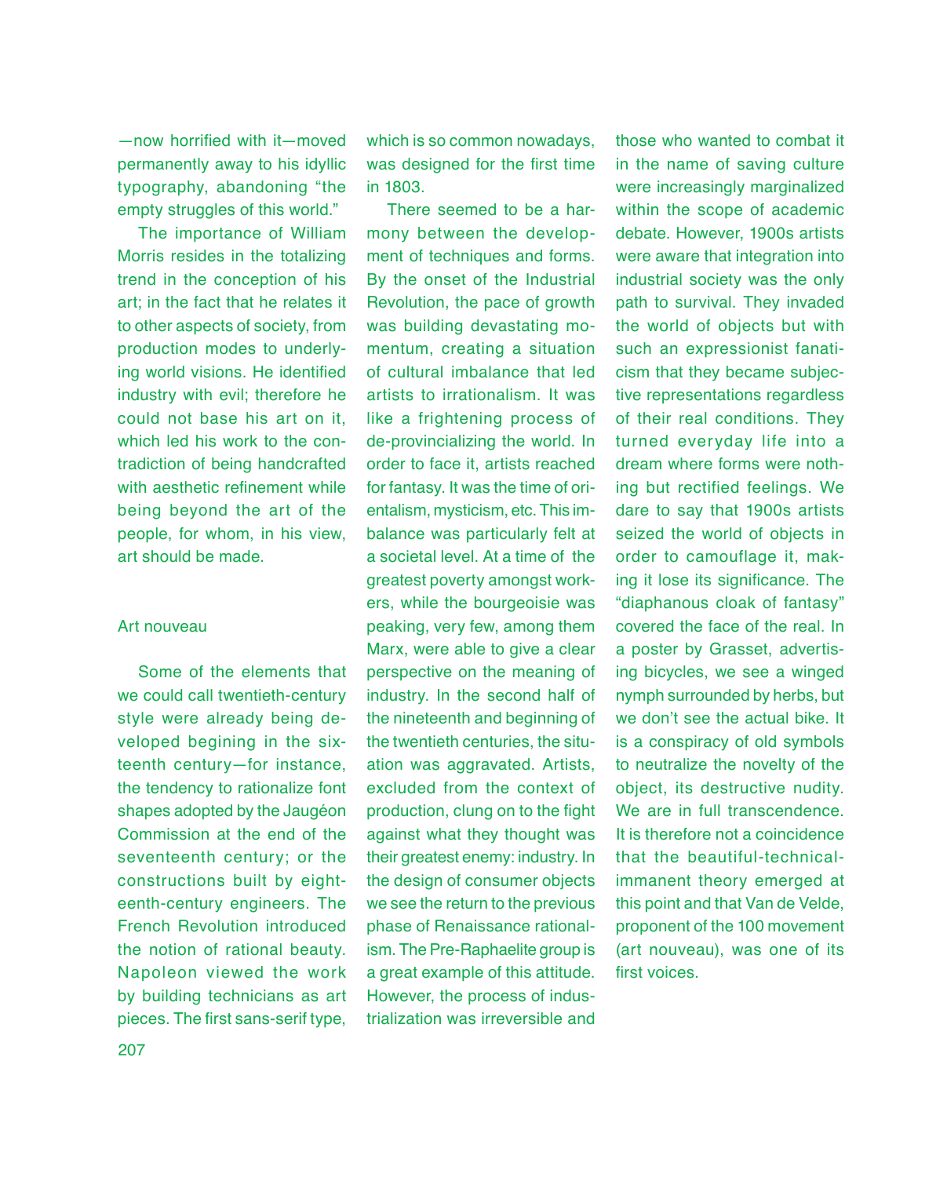—now horrified with it—moved permanently away to his idyllic typography, abandoning "the empty struggles of this world."

The importance of William Morris resides in the totalizing trend in the conception of his art; in the fact that he relates it to other aspects of society, from production modes to underlying world visions. He identified industry with evil; therefore he could not base his art on it, which led his work to the contradiction of being handcrafted with aesthetic refinement while being beyond the art of the people, for whom, in his view, art should be made.

## Art nouveau

Some of the elements that we could call twentieth-century style were already being developed begining in the sixteenth century—for instance, the tendency to rationalize font shapes adopted by the Jaugéon Commission at the end of the seventeenth century; or the constructions built by eighteenth-century engineers. The French Revolution introduced the notion of rational beauty. Napoleon viewed the work by building technicians as art pieces. The first sans-serif type, which is so common nowadays, was designed for the first time in 1803.

There seemed to be a harmony between the development of techniques and forms. By the onset of the Industrial Revolution, the pace of growth was building devastating momentum, creating a situation of cultural imbalance that led artists to irrationalism. It was like a frightening process of de-provincializing the world. In order to face it, artists reached for fantasy. It was the time of orientalism, mysticism, etc. This imbalance was particularly felt at a societal level. At a time of the greatest poverty amongst workers, while the bourgeoisie was peaking, very few, among them Marx, were able to give a clear perspective on the meaning of industry. In the second half of the nineteenth and beginning of the twentieth centuries, the situation was aggravated. Artists, excluded from the context of production, clung on to the fight against what they thought was their greatest enemy: industry. In the design of consumer objects we see the return to the previous phase of Renaissance rationalism. The Pre-Raphaelite group is a great example of this attitude. However, the process of industrialization was irreversible and those who wanted to combat it in the name of saving culture were increasingly marginalized within the scope of academic debate. However, 1900s artists were aware that integration into industrial society was the only path to survival. They invaded the world of objects but with such an expressionist fanaticism that they became subjective representations regardless of their real conditions. They turned everyday life into a dream where forms were nothing but rectified feelings. We dare to say that 1900s artists seized the world of objects in order to camouflage it, making it lose its significance. The "diaphanous cloak of fantasy" covered the face of the real. In a poster by Grasset, advertising bicycles, we see a winged nymph surrounded by herbs, but we don't see the actual bike. It is a conspiracy of old symbols to neutralize the novelty of the object, its destructive nudity. We are in full transcendence. It is therefore not a coincidence that the beautiful-technical-immanent theory emerged at this point and that Van de Velde, proponent of the 100 movement (art nouveau), was one of its first voices.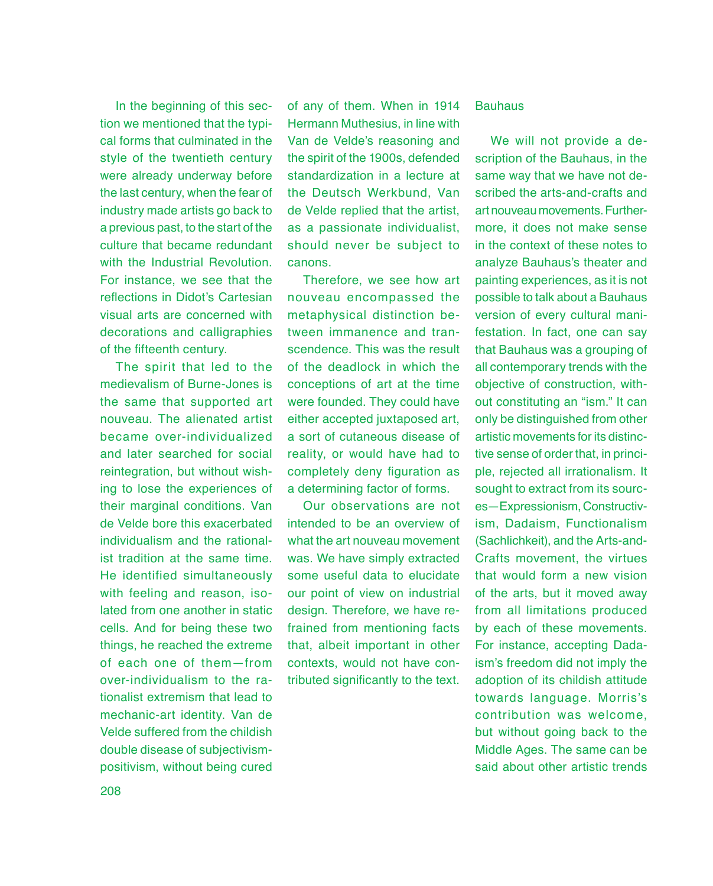In the beginning of this section we mentioned that the typical forms that culminated in the style of the twentieth century were already underway before the last century, when the fear of industry made artists go back to a previous past, to the start of the culture that became redundant with the Industrial Revolution. For instance, we see that the reflections in Didot's Cartesian visual arts are concerned with decorations and calligraphies of the fifteenth century.

The spirit that led to the medievalism of Burne-Jones is the same that supported art nouveau. The alienated artist became over-individualized and later searched for social reintegration, but without wishing to lose the experiences of their marginal conditions. Van de Velde bore this exacerbated individualism and the rationalist tradition at the same time. He identified simultaneously with feeling and reason, isolated from one another in static cells. And for being these two things, he reached the extreme of each one of them—from over-individualism to the rationalist extremism that lead to mechanic-art identity. Van de Velde suffered from the childish double disease of subjectivism-positivism, without being cured of any of them. When in 1914 Hermann Muthesius, in line with Van de Velde's reasoning and the spirit of the 1900s, defended standardization in a lecture at the Deutsch Werkbund, Van de Velde replied that the artist, as a passionate individualist, should never be subject to canons.

Therefore, we see how art nouveau encompassed the metaphysical distinction between immanence and transcendence. This was the result of the deadlock in which the conceptions of art at the time were founded. They could have either accepted juxtaposed art, a sort of cutaneous disease of reality, or would have had to completely deny figuration as a determining factor of forms.

Our observations are not intended to be an overview of what the art nouveau movement was. We have simply extracted some useful data to elucidate our point of view on industrial design. Therefore, we have refrained from mentioning facts that, albeit important in other contexts, would not have contributed significantly to the text.

## Bauhaus

We will not provide a description of the Bauhaus, in the same way that we have not described the arts-and-crafts and art nouveau movements. Furthermore, it does not make sense in the context of these notes to analyze Bauhaus's theater and painting experiences, as it is not possible to talk about a Bauhaus version of every cultural manifestation. In fact, one can say that Bauhaus was a grouping of all contemporary trends with the objective of construction, without constituting an "ism." It can only be distinguished from other artistic movements for its distinctive sense of order that, in principle, rejected all irrationalism. It sought to extract from its sources—Expressionism, Constructivism, Dadaism, Functionalism (Sachlichkeit), and the Arts-and-Crafts movement, the virtues that would form a new vision of the arts, but it moved away from all limitations produced by each of these movements. For instance, accepting Dadaism's freedom did not imply the adoption of its childish attitude towards language. Morris's contribution was welcome, but without going back to the Middle Ages. The same can be said about other artistic trends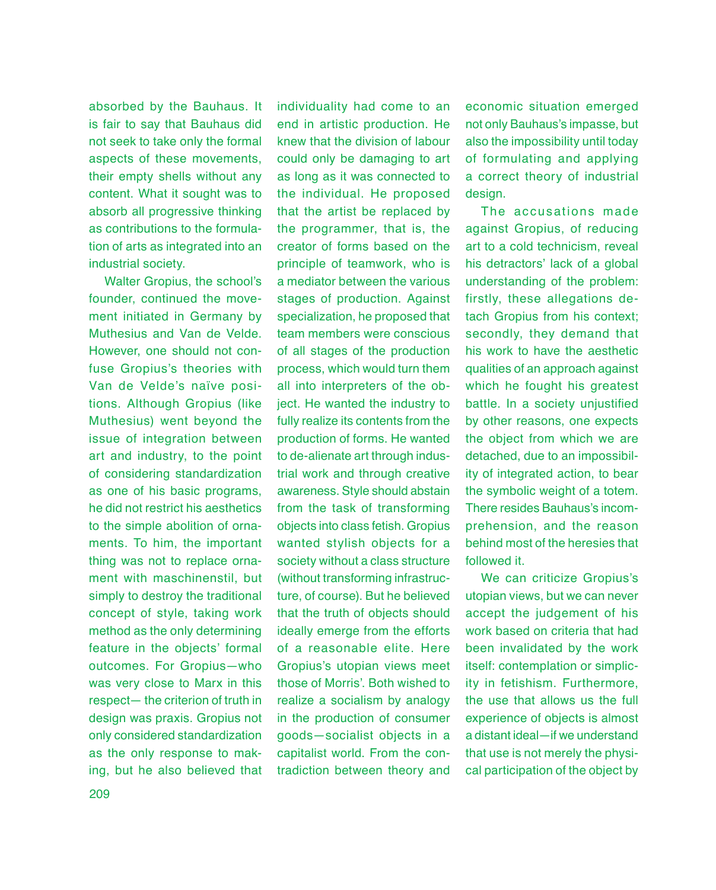absorbed by the Bauhaus. It is fair to say that Bauhaus did not seek to take only the formal aspects of these movements, their empty shells without any content. What it sought was to absorb all progressive thinking as contributions to the formulation of arts as integrated into an industrial society.

Walter Gropius, the school's founder, continued the movement initiated in Germany by Muthesius and Van de Velde. However, one should not confuse Gropius's theories with Van de Velde's naïve positions. Although Gropius (like Muthesius) went beyond the issue of integration between art and industry, to the point of considering standardization as one of his basic programs, he did not restrict his aesthetics to the simple abolition of ornaments. To him, the important thing was not to replace ornament with maschinenstil, but simply to destroy the traditional concept of style, taking work method as the only determining feature in the objects' formal outcomes. For Gropius—who was very close to Marx in this respect— the criterion of truth in design was praxis. Gropius not only considered standardization as the only response to making, but he also believed that individuality had come to an end in artistic production. He knew that the division of labour could only be damaging to art as long as it was connected to the individual. He proposed that the artist be replaced by the programmer, that is, the creator of forms based on the principle of teamwork, who is a mediator between the various stages of production. Against specialization, he proposed that team members were conscious of all stages of the production process, which would turn them all into interpreters of the object. He wanted the industry to fully realize its contents from the production of forms. He wanted to de-alienate art through industrial work and through creative awareness. Style should abstain from the task of transforming objects into class fetish. Gropius wanted stylish objects for a society without a class structure (without transforming infrastructure, of course). But he believed that the truth of objects should ideally emerge from the efforts of a reasonable elite. Here Gropius's utopian views meet those of Morris'. Both wished to realize a socialism by analogy in the production of consumer goods—socialist objects in a capitalist world. From the contradiction between theory and economic situation emerged not only Bauhaus's impasse, but also the impossibility until today of formulating and applying a correct theory of industrial design.

The accusations made against Gropius, of reducing art to a cold technicism, reveal his detractors' lack of a global understanding of the problem: firstly, these allegations detach Gropius from his context; secondly, they demand that his work to have the aesthetic qualities of an approach against which he fought his greatest battle. In a society unjustified by other reasons, one expects the object from which we are detached, due to an impossibility of integrated action, to bear the symbolic weight of a totem. There resides Bauhaus's incomprehension, and the reason behind most of the heresies that followed it.

We can criticize Gropius's utopian views, but we can never accept the judgement of his work based on criteria that had been invalidated by the work itself: contemplation or simplicity in fetishism. Furthermore, the use that allows us the full experience of objects is almost a distant ideal—if we understand that use is not merely the physical participation of the object by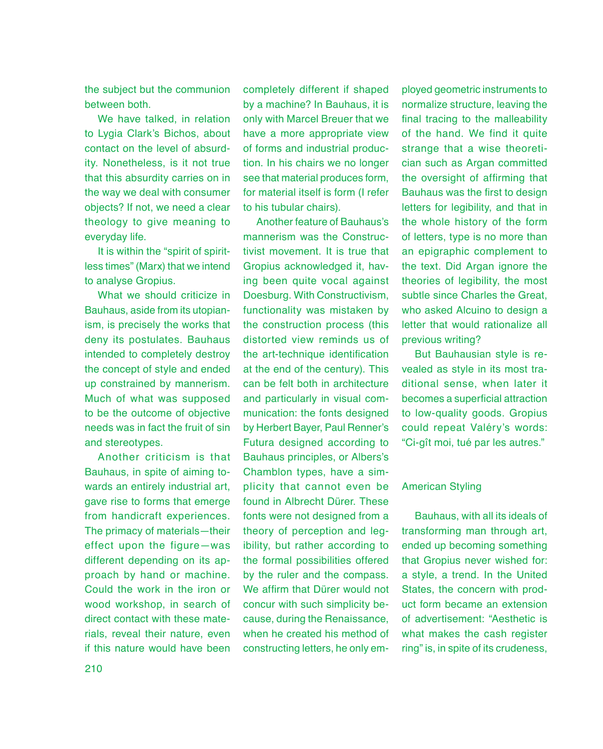the subject but the communion between both.

We have talked, in relation to Lygia Clark's Bichos, about contact on the level of absurdity. Nonetheless, is it not true that this absurdity carries on in the way we deal with consumer objects? If not, we need a clear theology to give meaning to everyday life.

It is within the "spirit of spiritless times" (Marx) that we intend to analyse Gropius.

What we should criticize in Bauhaus, aside from its utopianism, is precisely the works that deny its postulates. Bauhaus intended to completely destroy the concept of style and ended up constrained by mannerism. Much of what was supposed to be the outcome of objective needs was in fact the fruit of sin and stereotypes.

Another criticism is that Bauhaus, in spite of aiming towards an entirely industrial art, gave rise to forms that emerge from handicraft experiences. The primacy of materials—their effect upon the figure—was different depending on its approach by hand or machine. Could the work in the iron or wood workshop, in search of direct contact with these materials, reveal their nature, even if this nature would have been completely different if shaped by a machine? In Bauhaus, it is only with Marcel Breuer that we have a more appropriate view of forms and industrial production. In his chairs we no longer see that material produces form, for material itself is form (I refer to his tubular chairs).

Another feature of Bauhaus's mannerism was the Constructivist movement. It is true that Gropius acknowledged it, having been quite vocal against Doesburg. With Constructivism, functionality was mistaken by the construction process (this distorted view reminds us of the art-technique identification at the end of the century). This can be felt both in architecture and particularly in visual communication: the fonts designed by Herbert Bayer, Paul Renner's Futura designed according to Bauhaus principles, or Albers's Chamblon types, have a simplicity that cannot even be found in Albrecht Dürer. These fonts were not designed from a theory of perception and legibility, but rather according to the formal possibilities offered by the ruler and the compass. We affirm that Dürer would not concur with such simplicity because, during the Renaissance, when he created his method of constructing letters, he only employed geometric instruments to normalize structure, leaving the final tracing to the malleability of the hand. We find it quite strange that a wise theoretician such as Argan committed the oversight of affirming that Bauhaus was the first to design letters for legibility, and that in the whole history of the form of letters, type is no more than an epigraphic complement to the text. Did Argan ignore the theories of legibility, the most subtle since Charles the Great, who asked Alcuino to design a letter that would rationalize all previous writing?

But Bauhausian style is revealed as style in its most traditional sense, when later it becomes a superficial attraction to low-quality goods. Gropius could repeat Valéry's words: "Ci-gît moi, tué par les autres."

## American Styling

Bauhaus, with all its ideals of transforming man through art, ended up becoming something that Gropius never wished for: a style, a trend. In the United States, the concern with product form became an extension of advertisement: "Aesthetic is what makes the cash register ring" is, in spite of its crudeness,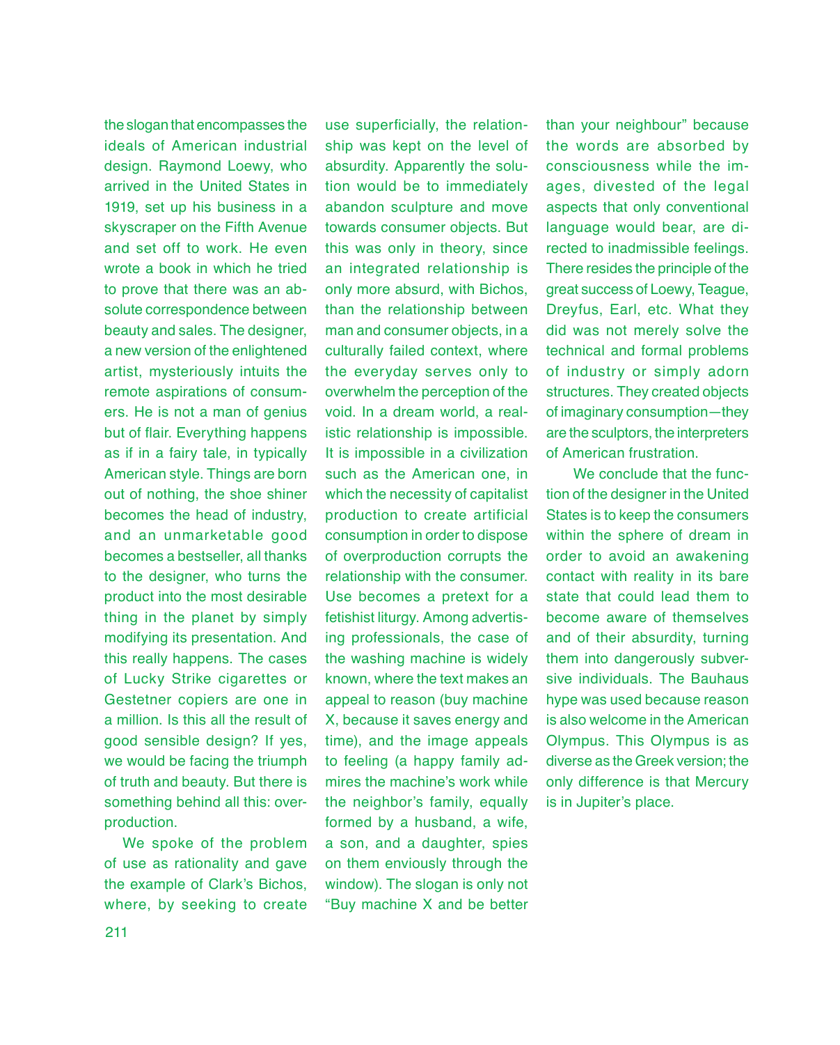the slogan that encompasses the ideals of American industrial design. Raymond Loewy, who arrived in the United States in 1919, set up his business in a skyscraper on the Fifth Avenue and set off to work. He even wrote a book in which he tried to prove that there was an absolute correspondence between beauty and sales. The designer, a new version of the enlightened artist, mysteriously intuits the remote aspirations of consumers. He is not a man of genius but of flair. Everything happens as if in a fairy tale, in typically American style. Things are born out of nothing, the shoe shiner becomes the head of industry, and an unmarketable good becomes a bestseller, all thanks to the designer, who turns the product into the most desirable thing in the planet by simply modifying its presentation. And this really happens. The cases of Lucky Strike cigarettes or Gestetner copiers are one in a million. Is this all the result of good sensible design? If yes, we would be facing the triumph of truth and beauty. But there is something behind all this: overproduction.

We spoke of the problem of use as rationality and gave the example of Clark's Bichos, where, by seeking to create use superficially, the relationship was kept on the level of absurdity. Apparently the solution would be to immediately abandon sculpture and move towards consumer objects. But this was only in theory, since an integrated relationship is only more absurd, with Bichos, than the relationship between man and consumer objects, in a culturally failed context, where the everyday serves only to overwhelm the perception of the void. In a dream world, a realistic relationship is impossible. It is impossible in a civilization such as the American one, in which the necessity of capitalist production to create artificial consumption in order to dispose of overproduction corrupts the relationship with the consumer. Use becomes a pretext for a fetishist liturgy. Among advertising professionals, the case of the washing machine is widely known, where the text makes an appeal to reason (buy machine X, because it saves energy and time), and the image appeals to feeling (a happy family admires the machine's work while the neighbor's family, equally formed by a husband, a wife, a son, and a daughter, spies on them enviously through the window). The slogan is only not "Buy machine X and be better than your neighbour" because the words are absorbed by consciousness while the images, divested of the legal aspects that only conventional language would bear, are directed to inadmissible feelings. There resides the principle of the great success of Loewy, Teague, Dreyfus, Earl, etc. What they did was not merely solve the technical and formal problems of industry or simply adorn structures. They created objects of imaginary consumption—they are the sculptors, the interpreters of American frustration.

We conclude that the function of the designer in the United States is to keep the consumers within the sphere of dream in order to avoid an awakening contact with reality in its bare state that could lead them to become aware of themselves and of their absurdity, turning them into dangerously subversive individuals. The Bauhaus hype was used because reason is also welcome in the American Olympus. This Olympus is as diverse as the Greek version; the only difference is that Mercury is in Jupiter's place.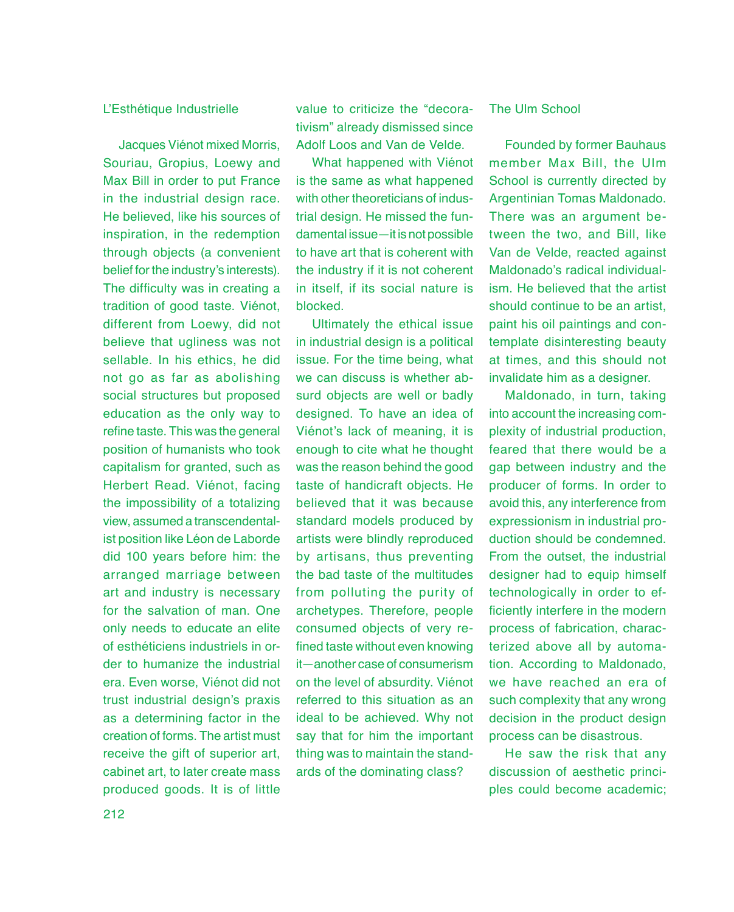## L'Esthétique Industrielle

Jacques Viénot mixed Morris, Souriau, Gropius, Loewy and Max Bill in order to put France in the industrial design race. He believed, like his sources of inspiration, in the redemption through objects (a convenient belief for the industry's interests). The difficulty was in creating a tradition of good taste. Viénot, different from Loewy, did not believe that ugliness was not sellable. In his ethics, he did not go as far as abolishing social structures but proposed education as the only way to refine taste. This was the general position of humanists who took capitalism for granted, such as Herbert Read. Viénot, facing the impossibility of a totalizing view, assumed a transcendentalist position like Léon de Laborde did 100 years before him: the arranged marriage between art and industry is necessary for the salvation of man. One only needs to educate an elite of esthéticiens industriels in order to humanize the industrial era. Even worse, Viénot did not trust industrial design's praxis as a determining factor in the creation of forms. The artist must receive the gift of superior art, cabinet art, to later create mass produced goods. It is of little value to criticize the "decorativism" already dismissed since Adolf Loos and Van de Velde.

What happened with Viénot is the same as what happened with other theoreticians of industrial design. He missed the fundamental issue—it is not possible to have art that is coherent with the industry if it is not coherent in itself, if its social nature is blocked.

Ultimately the ethical issue in industrial design is a political issue. For the time being, what we can discuss is whether absurd objects are well or badly designed. To have an idea of Viénot's lack of meaning, it is enough to cite what he thought was the reason behind the good taste of handicraft objects. He believed that it was because standard models produced by artists were blindly reproduced by artisans, thus preventing the bad taste of the multitudes from polluting the purity of archetypes. Therefore, people consumed objects of very refined taste without even knowing it—another case of consumerism on the level of absurdity. Viénot referred to this situation as an ideal to be achieved. Why not say that for him the important thing was to maintain the standards of the dominating class?

## The Ulm School

Founded by former Bauhaus member Max Bill, the Ulm School is currently directed by Argentinian Tomas Maldonado. There was an argument between the two, and Bill, like Van de Velde, reacted against Maldonado's radical individualism. He believed that the artist should continue to be an artist, paint his oil paintings and contemplate disinteresting beauty at times, and this should not invalidate him as a designer.

Maldonado, in turn, taking into account the increasing complexity of industrial production, feared that there would be a gap between industry and the producer of forms. In order to avoid this, any interference from expressionism in industrial production should be condemned. From the outset, the industrial designer had to equip himself technologically in order to efficiently interfere in the modern process of fabrication, characterized above all by automation. According to Maldonado, we have reached an era of such complexity that any wrong decision in the product design process can be disastrous.

He saw the risk that any discussion of aesthetic principles could become academic;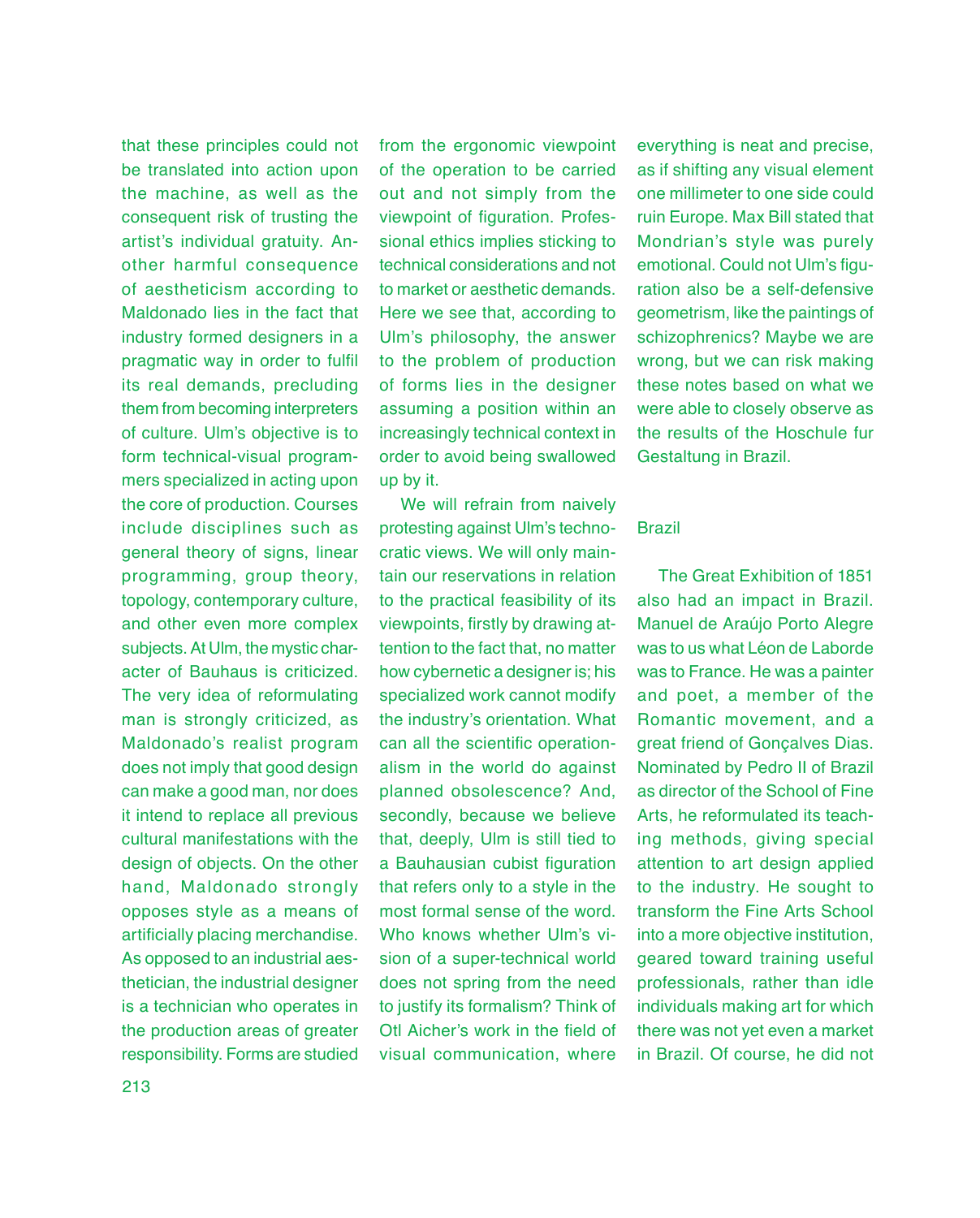that these principles could not be translated into action upon the machine, as well as the consequent risk of trusting the artist's individual gratuity. Another harmful consequence of aestheticism according to Maldonado lies in the fact that industry formed designers in a pragmatic way in order to fulfil its real demands, precluding them from becoming interpreters of culture. Ulm's objective is to form technical-visual programmers specialized in acting upon the core of production. Courses include disciplines such as general theory of signs, linear programming, group theory, topology, contemporary culture, and other even more complex subjects. At Ulm, the mystic character of Bauhaus is criticized. The very idea of reformulating man is strongly criticized, as Maldonado's realist program does not imply that good design can make a good man, nor does it intend to replace all previous cultural manifestations with the design of objects. On the other hand, Maldonado strongly opposes style as a means of artificially placing merchandise. As opposed to an industrial aesthetician, the industrial designer is a technician who operates in the production areas of greater responsibility. Forms are studied from the ergonomic viewpoint of the operation to be carried out and not simply from the viewpoint of figuration. Professional ethics implies sticking to technical considerations and not to market or aesthetic demands. Here we see that, according to Ulm's philosophy, the answer to the problem of production of forms lies in the designer assuming a position within an increasingly technical context in order to avoid being swallowed up by it.

We will refrain from naively protesting against Ulm's technocratic views. We will only maintain our reservations in relation to the practical feasibility of its viewpoints, firstly by drawing attention to the fact that, no matter how cybernetic a designer is; his specialized work cannot modify the industry's orientation. What can all the scientific operationalism in the world do against planned obsolescence? And, secondly, because we believe that, deeply, Ulm is still tied to a Bauhausian cubist figuration that refers only to a style in the most formal sense of the word. Who knows whether Ulm's vision of a super-technical world does not spring from the need to justify its formalism? Think of Otl Aicher's work in the field of visual communication, where everything is neat and precise, as if shifting any visual element one millimeter to one side could ruin Europe. Max Bill stated that Mondrian's style was purely emotional. Could not Ulm's figuration also be a self-defensive geometrism, like the paintings of schizophrenics? Maybe we are wrong, but we can risk making these notes based on what we were able to closely observe as the results of the Hoschule fur Gestaltung in Brazil.

## Brazil

The Great Exhibition of 1851 also had an impact in Brazil. Manuel de Araújo Porto Alegre was to us what Léon de Laborde was to France. He was a painter and poet, a member of the Romantic movement, and a great friend of Gonçalves Dias. Nominated by Pedro II of Brazil as director of the School of Fine Arts, he reformulated its teaching methods, giving special attention to art design applied to the industry. He sought to transform the Fine Arts School into a more objective institution, geared toward training useful professionals, rather than idle individuals making art for which there was not yet even a market in Brazil. Of course, he did not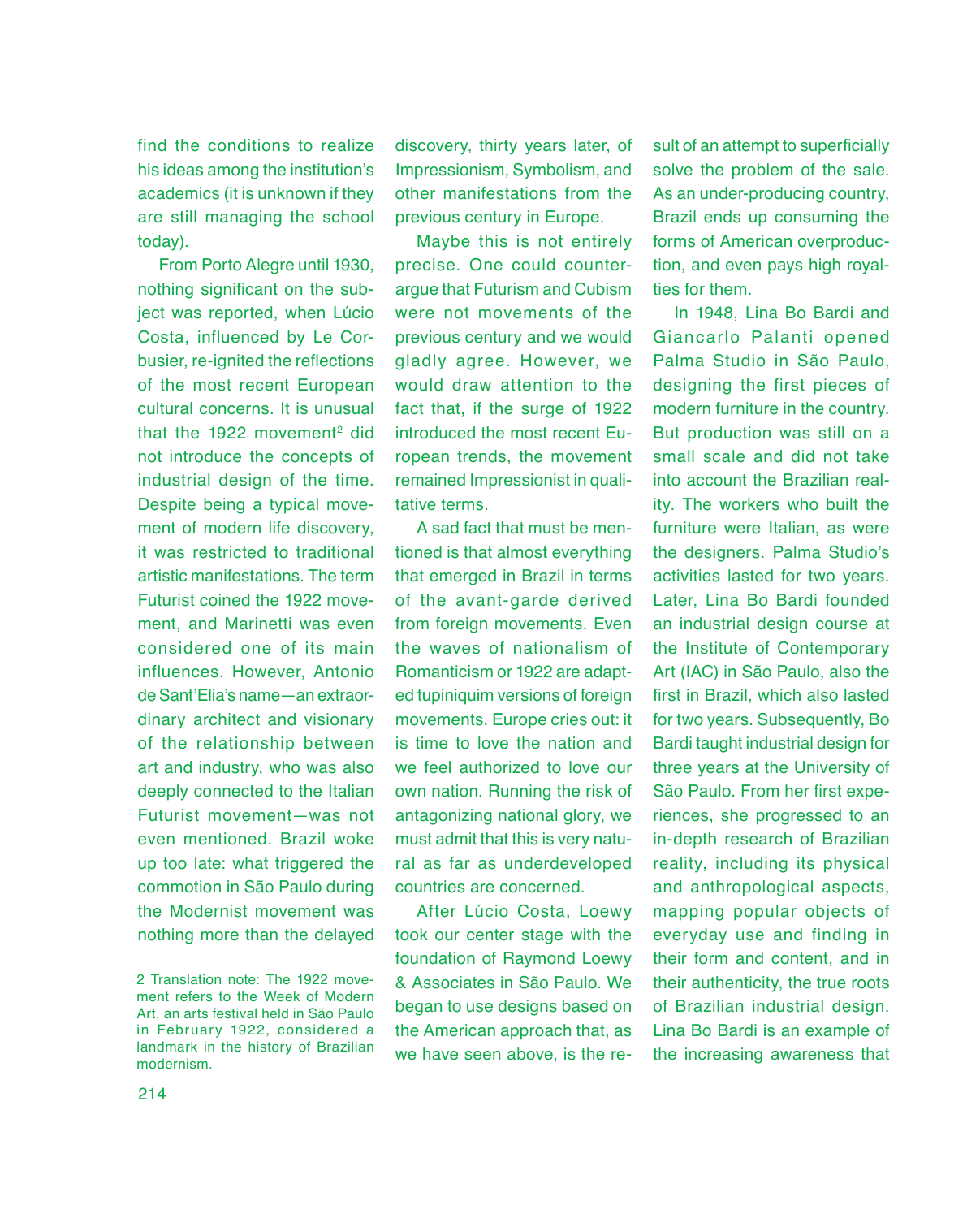find the conditions to realize his ideas among the institution's academics (it is unknown if they are still managing the school today).

From Porto Alegre until 1930, nothing significant on the subject was reported, when Lúcio Costa, influenced by Le Corbusier, re-ignited the reflections of the most recent European cultural concerns. It is unusual that the 1922 movement[2] did not introduce the concepts of industrial design of the time. Despite being a typical movement of modern life discovery, it was restricted to traditional artistic manifestations. The term Futurist coined the 1922 movement, and Marinetti was even considered one of its main influences. However, Antonio de Sant'Elia's name—an extraordinary architect and visionary of the relationship between art and industry, who was also deeply connected to the Italian Futurist movement—was not even mentioned. Brazil woke up too late: what triggered the commotion in São Paulo during the Modernist movement was nothing more than the delayed discovery, thirty years later, of Impressionism, Symbolism, and other manifestations from the previous century in Europe.

Maybe this is not entirely precise. One could counterargue that Futurism and Cubism were not movements of the previous century and we would gladly agree. However, we would draw attention to the fact that, if the surge of 1922 introduced the most recent European trends, the movement remained Impressionist in qualitative terms.

A sad fact that must be mentioned is that almost everything that emerged in Brazil in terms of the avant-garde derived from foreign movements. Even the waves of nationalism of Romanticism or 1922 are adapted tupiniquim versions of foreign movements. Europe cries out: it is time to love the nation and we feel authorized to love our own nation. Running the risk of antagonizing national glory, we must admit that this is very natural as far as underdeveloped countries are concerned.

After Lúcio Costa, Loewy took our center stage with the foundation of Raymond Loewy & Associates in São Paulo. We began to use designs based on the American approach that, as we have seen above, is the result of an attempt to superficially solve the problem of the sale. As an under-producing country, Brazil ends up consuming the forms of American overproduction, and even pays high royalties for them.

In 1948, Lina Bo Bardi and Giancarlo Palanti opened Palma Studio in São Paulo, designing the first pieces of modern furniture in the country. But production was still on a small scale and did not take into account the Brazilian reality. The workers who built the furniture were Italian, as were the designers. Palma Studio's activities lasted for two years. Later, Lina Bo Bardi founded an industrial design course at the Institute of Contemporary Art (IAC) in São Paulo, also the first in Brazil, which also lasted for two years. Subsequently, Bo Bardi taught industrial design for three years at the University of São Paulo. From her first experiences, she progressed to an in-depth research of Brazilian reality, including its physical and anthropological aspects, mapping popular objects of everyday use and finding in their form and content, and in their authenticity, the true roots of Brazilian industrial design. Lina Bo Bardi is an example of the increasing awareness that

2 Translation note: The 1922 movement refers to the Week of Modern Art, an arts festival held in São Paulo in February 1922, considered a landmark in the history of Brazilian modernism.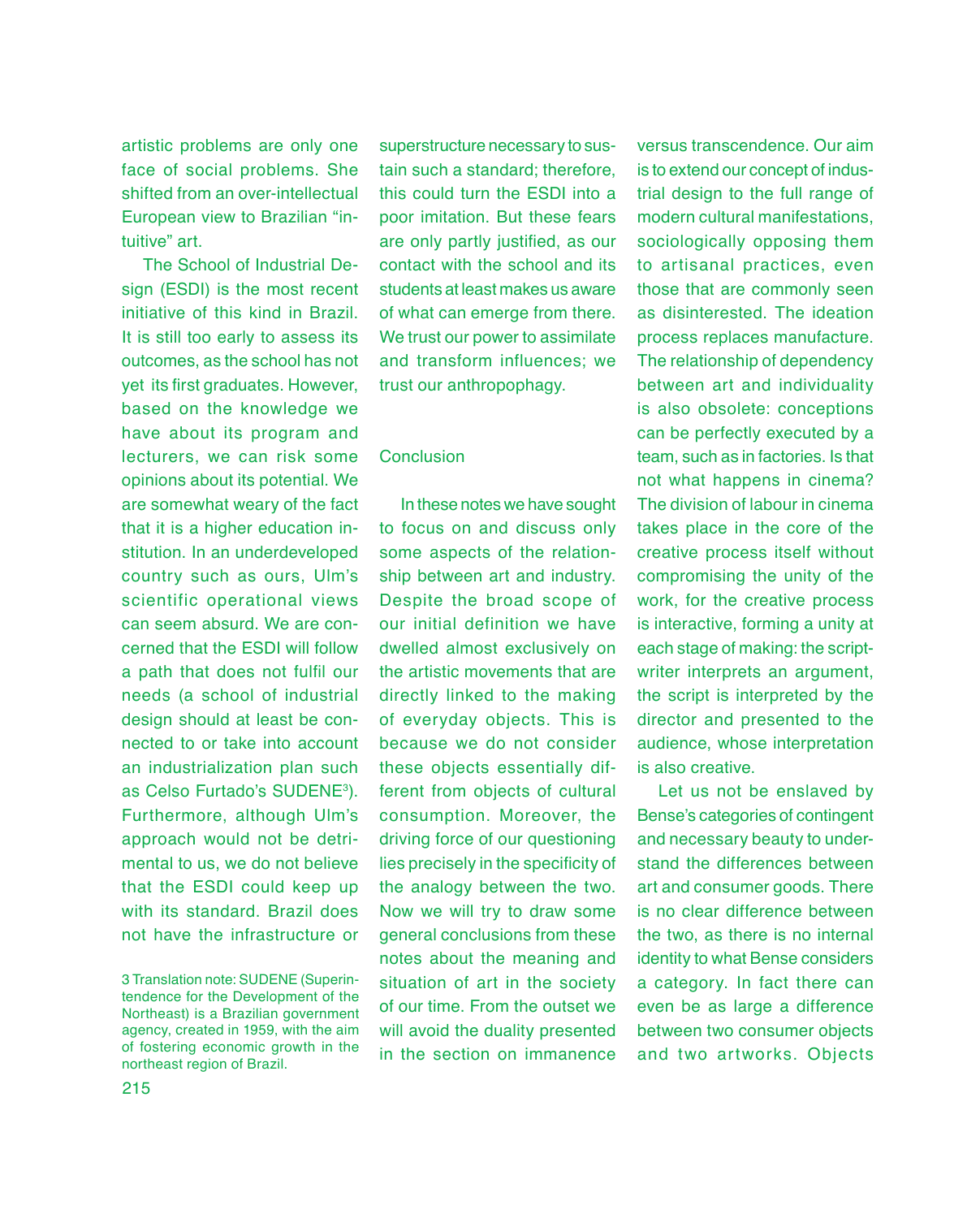artistic problems are only one face of social problems. She shifted from an over-intellectual European view to Brazilian "intuitive" art.

The School of Industrial Design (ESDI) is the most recent initiative of this kind in Brazil. It is still too early to assess its outcomes, as the school has not yet its first graduates. However, based on the knowledge we have about its program and lecturers, we can risk some opinions about its potential. We are somewhat weary of the fact that it is a higher education institution. In an underdeveloped country such as ours, Ulm's scientific operational views can seem absurd. We are concerned that the ESDI will follow a path that does not fulfil our needs (a school of industrial design should at least be connected to or take into account an industrialization plan such as Celso Furtado's SUDENE[3]). Furthermore, although Ulm's approach would not be detrimental to us, we do not believe that the ESDI could keep up with its standard. Brazil does not have the infrastructure or superstructure necessary to sustain such a standard; therefore, this could turn the ESDI into a poor imitation. But these fears are only partly justified, as our contact with the school and its students at least makes us aware of what can emerge from there. We trust our power to assimilate and transform influences; we trust our anthropophagy.

## Conclusion

In these notes we have sought to focus on and discuss only some aspects of the relationship between art and industry. Despite the broad scope of our initial definition we have dwelled almost exclusively on the artistic movements that are directly linked to the making of everyday objects. This is because we do not consider these objects essentially different from objects of cultural consumption. Moreover, the driving force of our questioning lies precisely in the specificity of the analogy between the two. Now we will try to draw some general conclusions from these notes about the meaning and situation of art in the society of our time. From the outset we will avoid the duality presented in the section on immanence versus transcendence. Our aim is to extend our concept of industrial design to the full range of modern cultural manifestations, sociologically opposing them to artisanal practices, even those that are commonly seen as disinterested. The ideation process replaces manufacture. The relationship of dependency between art and individuality is also obsolete: conceptions can be perfectly executed by a team, such as in factories. Is that not what happens in cinema? The division of labour in cinema takes place in the core of the creative process itself without compromising the unity of the work, for the creative process is interactive, forming a unity at each stage of making: the scriptwriter interprets an argument, the script is interpreted by the director and presented to the audience, whose interpretation is also creative.

Let us not be enslaved by Bense's categories of contingent and necessary beauty to understand the differences between art and consumer goods. There is no clear difference between the two, as there is no internal identity to what Bense considers a category. In fact there can even be as large a difference between two consumer objects and two artworks. Objects

3 Translation note: SUDENE (Superintendence for the Development of the Northeast) is a Brazilian government agency, created in 1959, with the aim of fostering economic growth in the northeast region of Brazil.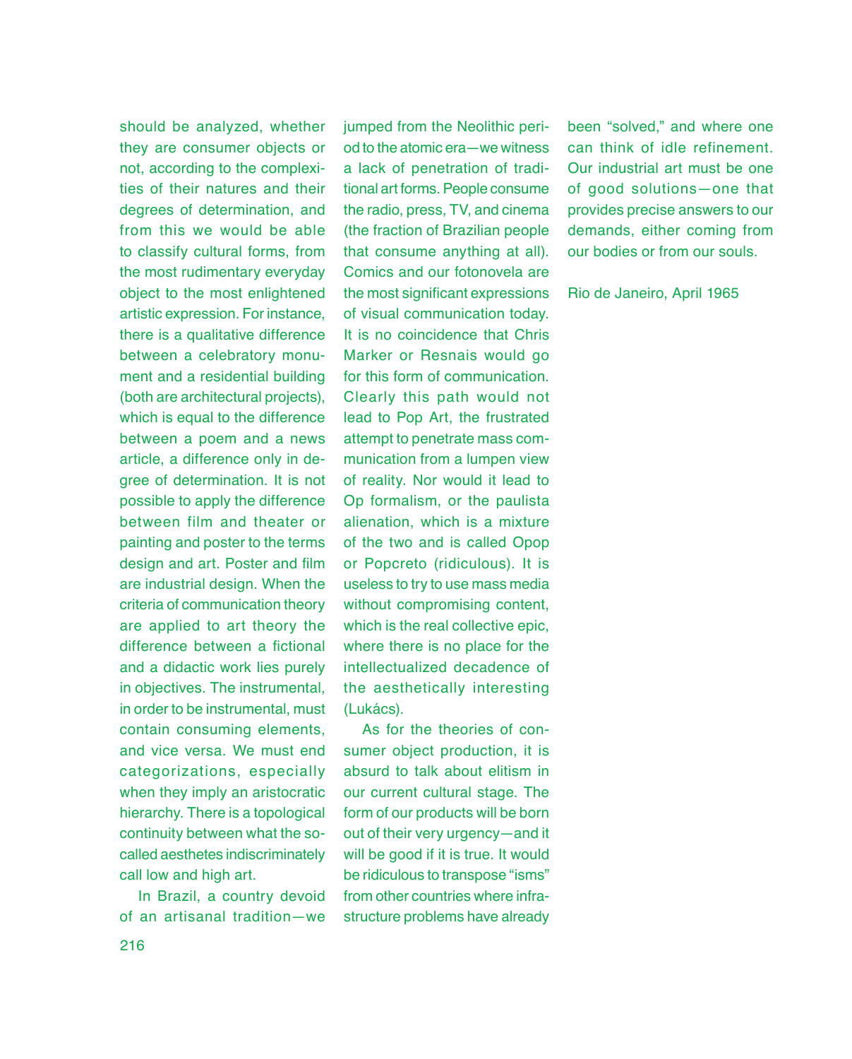should be analyzed, whether they are consumer objects or not, according to the complexities of their natures and their degrees of determination, and from this we would be able to classify cultural forms, from the most rudimentary everyday object to the most enlightened artistic expression. For instance, there is a qualitative difference between a celebratory monument and a residential building (both are architectural projects), which is equal to the difference between a poem and a news article, a difference only in degree of determination. It is not possible to apply the difference between film and theater or painting and poster to the terms design and art. Poster and film are industrial design. When the criteria of communication theory are applied to art theory the difference between a fictional and a didactic work lies purely in objectives. The instrumental, in order to be instrumental, must contain consuming elements, and vice versa. We must end categorizations, especially when they imply an aristocratic hierarchy. There is a topological continuity between what the so-called aesthetes indiscriminately call low and high art.

In Brazil, a country devoid of an artisanal tradition—we jumped from the Neolithic period to the atomic era—we witness a lack of penetration of traditional art forms. People consume the radio, press, TV, and cinema (the fraction of Brazilian people that consume anything at all). Comics and our fotonovela are the most significant expressions of visual communication today. It is no coincidence that Chris Marker or Resnais would go for this form of communication. Clearly this path would not lead to Pop Art, the frustrated attempt to penetrate mass communication from a lumpen view of reality. Nor would it lead to Op formalism, or the paulista alienation, which is a mixture of the two and is called Opop or Popcreto (ridiculous). It is useless to try to use mass media without compromising content, which is the real collective epic, where there is no place for the intellectualized decadence of the aesthetically interesting (Lukács).

As for the theories of consumer object production, it is absurd to talk about elitism in our current cultural stage. The form of our products will be born out of their very urgency—and it will be good if it is true. It would be ridiculous to transpose "isms" from other countries where infrastructure problems have already been "solved," and where one can think of idle refinement. Our industrial art must be one of good solutions—one that provides precise answers to our demands, either coming from our bodies or from our souls.

Rio de Janeiro, April 1965